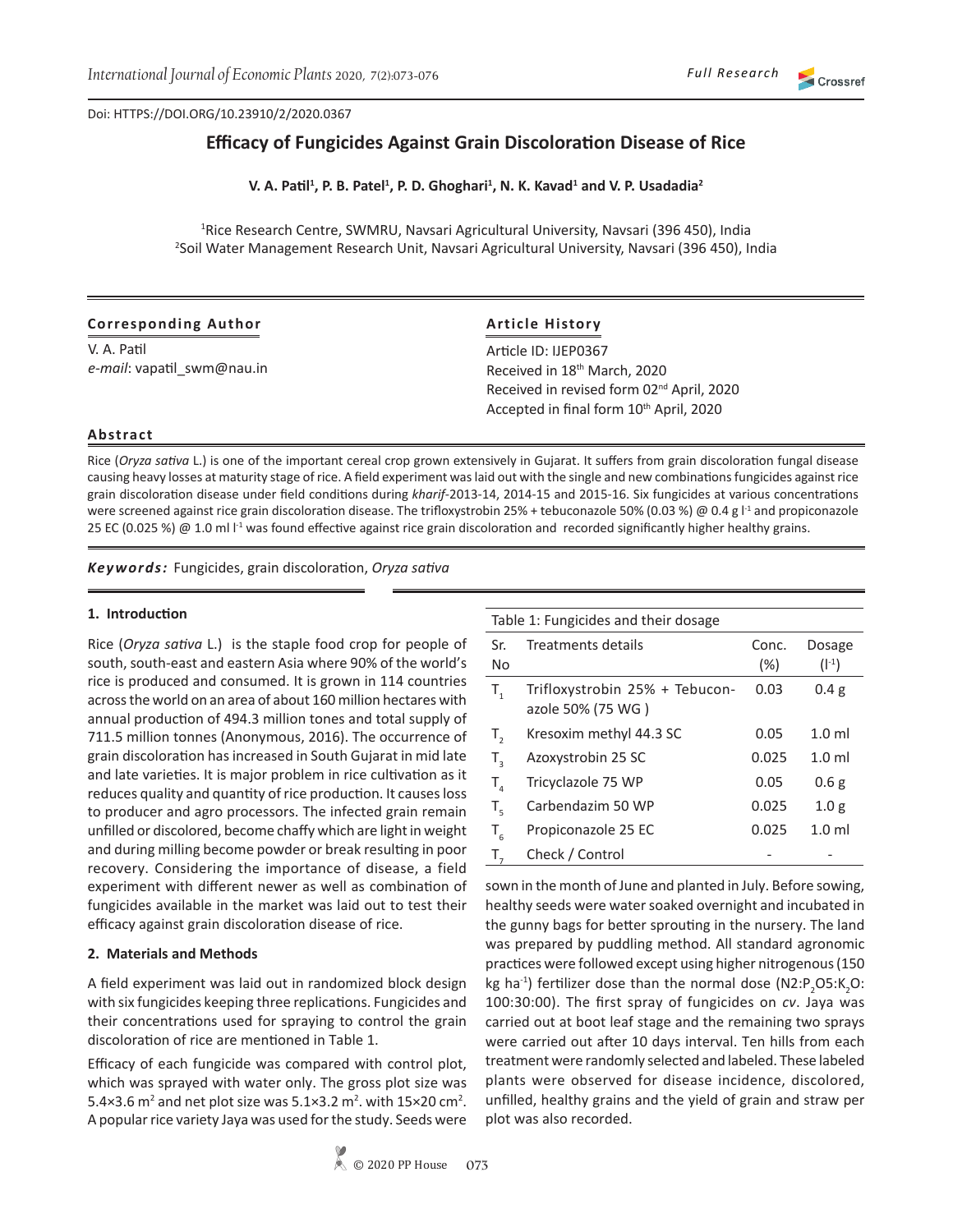Doi: HTTPS://DOI.ORG/10.23910/2/2020.0367

# Efficacy of Fungicides Against Grain Discoloration Disease of Rice

**V. A. Patil[1], P. B. Patel[1], P. D. Ghoghari[1], N. K. Kavad[1] and V. P. Usadadia[2]**

[1]Rice Research Centre, SWMRU, Navsari Agricultural University, Navsari (396 450), India
[2]Soil Water Management Research Unit, Navsari Agricultural University, Navsari (396 450), India

**Corresponding Author**

V. A. Patil
*e-mail*: vapatil_swm@nau.in

**Article History**

Article ID: IJEP0367
Received in 18th March, 2020
Received in revised form 02nd April, 2020
Accepted in final form 10th April, 2020

**Abstract**

Rice (*Oryza sativa* L.) is one of the important cereal crop grown extensively in Gujarat. It suffers from grain discoloration fungal disease causing heavy losses at maturity stage of rice. A field experiment was laid out with the single and new combinations fungicides against rice grain discoloration disease under field conditions during *kharif*-2013-14, 2014-15 and 2015-16. Six fungicides at various concentrations were screened against rice grain discoloration disease. The trifloxystrobin 25% + tebuconazole 50% (0.03 %) @ 0.4 g $l^{-1}$ and propiconazole 25 EC (0.025 %) @ 1.0 ml $l^{-1}$ was found effective against rice grain discoloration and recorded significantly higher healthy grains.

***Keywords:*** Fungicides, grain discoloration, *Oryza sativa*

## 1. Introduction

Rice (*Oryza sativa* L.) is the staple food crop for people of south, south-east and eastern Asia where 90% of the world's rice is produced and consumed. It is grown in 114 countries across the world on an area of about 160 million hectares with annual production of 494.3 million tones and total supply of 711.5 million tonnes (Anonymous, 2016). The occurrence of grain discoloration has increased in South Gujarat in mid late and late varieties. It is major problem in rice cultivation as it reduces quality and quantity of rice production. It causes loss to producer and agro processors. The infected grain remain unfilled or discolored, become chaffy which are light in weight and during milling become powder or break resulting in poor recovery. Considering the importance of disease, a field experiment with different newer as well as combination of fungicides available in the market was laid out to test their efficacy against grain discoloration disease of rice.

## 2. Materials and Methods

A field experiment was laid out in randomized block design with six fungicides keeping three replications. Fungicides and their concentrations used for spraying to control the grain discoloration of rice are mentioned in Table 1.

Efficacy of each fungicide was compared with control plot, which was sprayed with water only. The gross plot size was $5.4 \times 3.6$ m$^2$ and net plot size was $5.1 \times 3.2$ m$^2$. with $15 \times 20$ cm$^2$. A popular rice variety Jaya was used for the study. Seeds were sown in the month of June and planted in July. Before sowing, healthy seeds were water soaked overnight and incubated in the gunny bags for better sprouting in the nursery. The land was prepared by puddling method. All standard agronomic practices were followed except using higher nitrogenous (150 kg ha$^{-1}$) fertilizer dose than the normal dose ($N_2$:$P_2O_5$:$K_2O$: 100:30:00). The first spray of fungicides on *cv*. Jaya was carried out at boot leaf stage and the remaining two sprays were carried out after 10 days interval. Ten hills from each treatment were randomly selected and labeled. These labeled plants were observed for disease incidence, discolored, unfilled, healthy grains and the yield of grain and straw per plot was also recorded.

Table 1: Fungicides and their dosage

| Sr. No | Treatments details | Conc. (%) | Dosage ($l^{-1}$) |
|---|---|---|---|
| $T_1$ | Trifloxystrobin 25% + Tebuconazole 50% (75 WG ) | 0.03 | 0.4 g |
| $T_2$ | Kresoxim methyl 44.3 SC | 0.05 | 1.0 ml |
| $T_3$ | Azoxystrobin 25 SC | 0.025 | 1.0 ml |
| $T_4$ | Tricyclazole 75 WP | 0.05 | 0.6 g |
| $T_5$ | Carbendazim 50 WP | 0.025 | 1.0 g |
| $T_6$ | Propiconazole 25 EC | 0.025 | 1.0 ml |
| $T_7$ | Check / Control | - | - |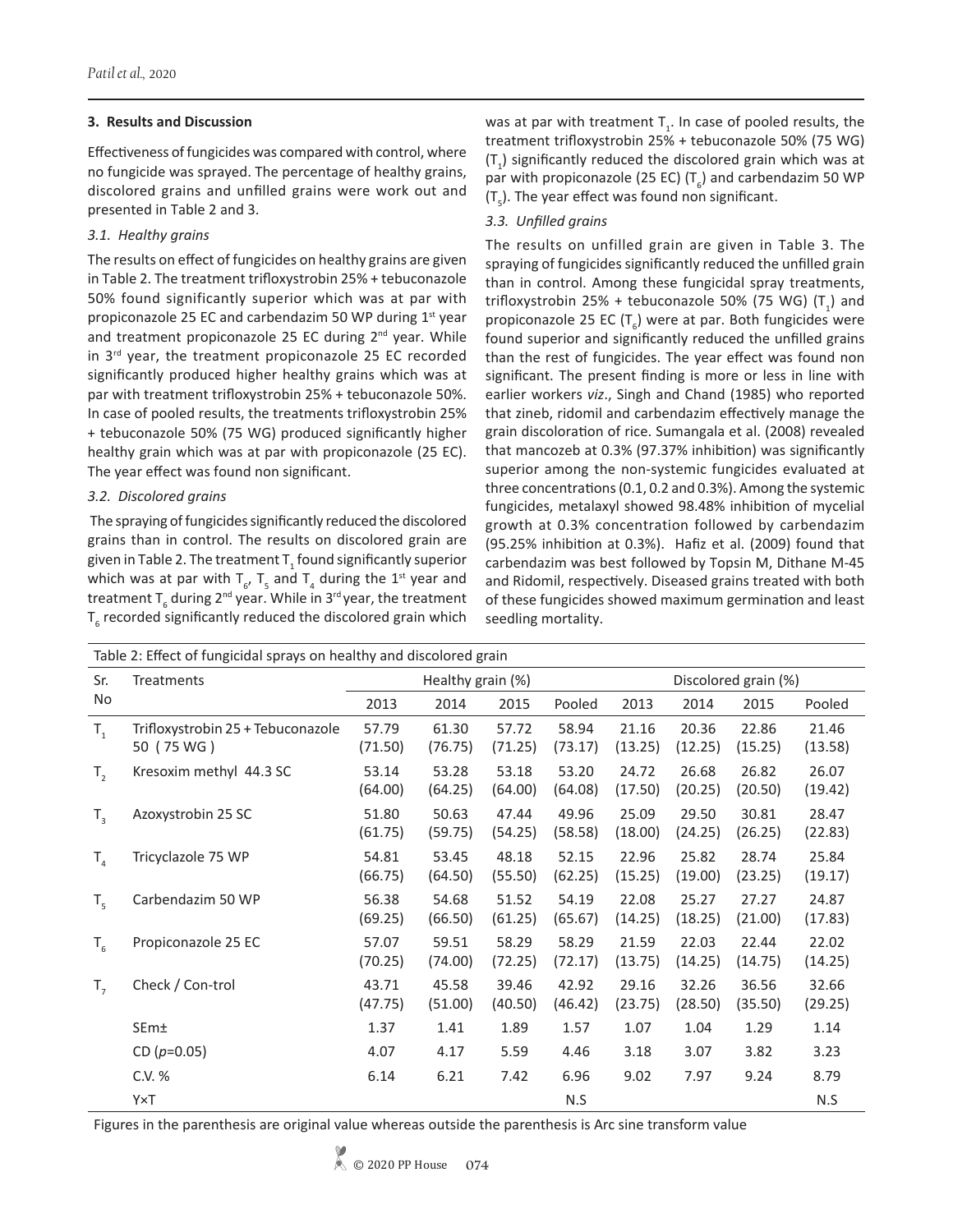## 3. Results and Discussion

Effectiveness of fungicides was compared with control, where no fungicide was sprayed. The percentage of healthy grains, discolored grains and unfilled grains were work out and presented in Table 2 and 3.

### 3.1. Healthy grains

The results on effect of fungicides on healthy grains are given in Table 2. The treatment trifloxystrobin 25% + tebuconazole 50% found significantly superior which was at par with propiconazole 25 EC and carbendazim 50 WP during 1st year and treatment propiconazole 25 EC during 2nd year. While in 3rd year, the treatment propiconazole 25 EC recorded significantly produced higher healthy grains which was at par with treatment trifloxystrobin 25% + tebuconazole 50%. In case of pooled results, the treatments trifloxystrobin 25% + tebuconazole 50% (75 WG) produced significantly higher healthy grain which was at par with propiconazole (25 EC). The year effect was found non significant.

### 3.2. Discolored grains

The spraying of fungicides significantly reduced the discolored grains than in control. The results on discolored grain are given in Table 2. The treatment $T_1$ found significantly superior which was at par with $T_6$, $T_5$ and $T_4$ during the 1st year and treatment $T_6$ during 2nd year. While in 3rd year, the treatment $T_6$ recorded significantly reduced the discolored grain which was at par with treatment $T_1$. In case of pooled results, the treatment trifloxystrobin 25% + tebuconazole 50% (75 WG) ($T_1$) significantly reduced the discolored grain which was at par with propiconazole (25 EC) ($T_6$) and carbendazim 50 WP ($T_5$). The year effect was found non significant.

### 3.3. Unfilled grains

The results on unfilled grain are given in Table 3. The spraying of fungicides significantly reduced the unfilled grain than in control. Among these fungicidal spray treatments, trifloxystrobin 25% + tebuconazole 50% (75 WG) ($T_1$) and propiconazole 25 EC ($T_6$) were at par. Both fungicides were found superior and significantly reduced the unfilled grains than the rest of fungicides. The year effect was found non significant. The present finding is more or less in line with earlier workers *viz*., Singh and Chand (1985) who reported that zineb, ridomil and carbendazim effectively manage the grain discoloration of rice. Sumangala et al. (2008) revealed that mancozeb at 0.3% (97.37% inhibition) was significantly superior among the non-systemic fungicides evaluated at three concentrations (0.1, 0.2 and 0.3%). Among the systemic fungicides, metalaxyl showed 98.48% inhibition of mycelial growth at 0.3% concentration followed by carbendazim (95.25% inhibition at 0.3%). Hafiz et al. (2009) found that carbendazim was best followed by Topsin M, Dithane M-45 and Ridomil, respectively. Diseased grains treated with both of these fungicides showed maximum germination and least seedling mortality.

Table 2: Effect of fungicidal sprays on healthy and discolored grain

| Sr. No | Treatments | Healthy grain (%) | | | | Discolored grain (%) | | | |
|---|---|---|---|---|---|---|---|---|---|
| | | 2013 | 2014 | 2015 | Pooled | 2013 | 2014 | 2015 | Pooled |
| $T_1$ | Trifloxystrobin 25 + Tebuconazole 50 ( 75 WG ) | 57.79 (71.50) | 61.30 (76.75) | 57.72 (71.25) | 58.94 (73.17) | 21.16 (13.25) | 20.36 (12.25) | 22.86 (15.25) | 21.46 (13.58) |
| $T_2$ | Kresoxim methyl 44.3 SC | 53.14 (64.00) | 53.28 (64.25) | 53.18 (64.00) | 53.20 (64.08) | 24.72 (17.50) | 26.68 (20.25) | 26.82 (20.50) | 26.07 (19.42) |
| $T_3$ | Azoxystrobin 25 SC | 51.80 (61.75) | 50.63 (59.75) | 47.44 (54.25) | 49.96 (58.58) | 25.09 (18.00) | 29.50 (24.25) | 30.81 (26.25) | 28.47 (22.83) |
| $T_4$ | Tricyclazole 75 WP | 54.81 (66.75) | 53.45 (64.50) | 48.18 (55.50) | 52.15 (62.25) | 22.96 (15.25) | 25.82 (19.00) | 28.74 (23.25) | 25.84 (19.17) |
| $T_5$ | Carbendazim 50 WP | 56.38 (69.25) | 54.68 (66.50) | 51.52 (61.25) | 54.19 (65.67) | 22.08 (14.25) | 25.27 (18.25) | 27.27 (21.00) | 24.87 (17.83) |
| $T_6$ | Propiconazole 25 EC | 57.07 (70.25) | 59.51 (74.00) | 58.29 (72.25) | 58.29 (72.17) | 21.59 (13.75) | 22.03 (14.25) | 22.44 (14.75) | 22.02 (14.25) |
| $T_7$ | Check / Con-trol | 43.71 (47.75) | 45.58 (51.00) | 39.46 (40.50) | 42.92 (46.42) | 29.16 (23.75) | 32.26 (28.50) | 36.56 (35.50) | 32.66 (29.25) |
| | SEm± | 1.37 | 1.41 | 1.89 | 1.57 | 1.07 | 1.04 | 1.29 | 1.14 |
| | CD ($p$=0.05) | 4.07 | 4.17 | 5.59 | 4.46 | 3.18 | 3.07 | 3.82 | 3.23 |
| | C.V. % | 6.14 | 6.21 | 7.42 | 6.96 | 9.02 | 7.97 | 9.24 | 8.79 |
| | Y×T | | | | N.S | | | | N.S |

Figures in the parenthesis are original value whereas outside the parenthesis is Arc sine transform value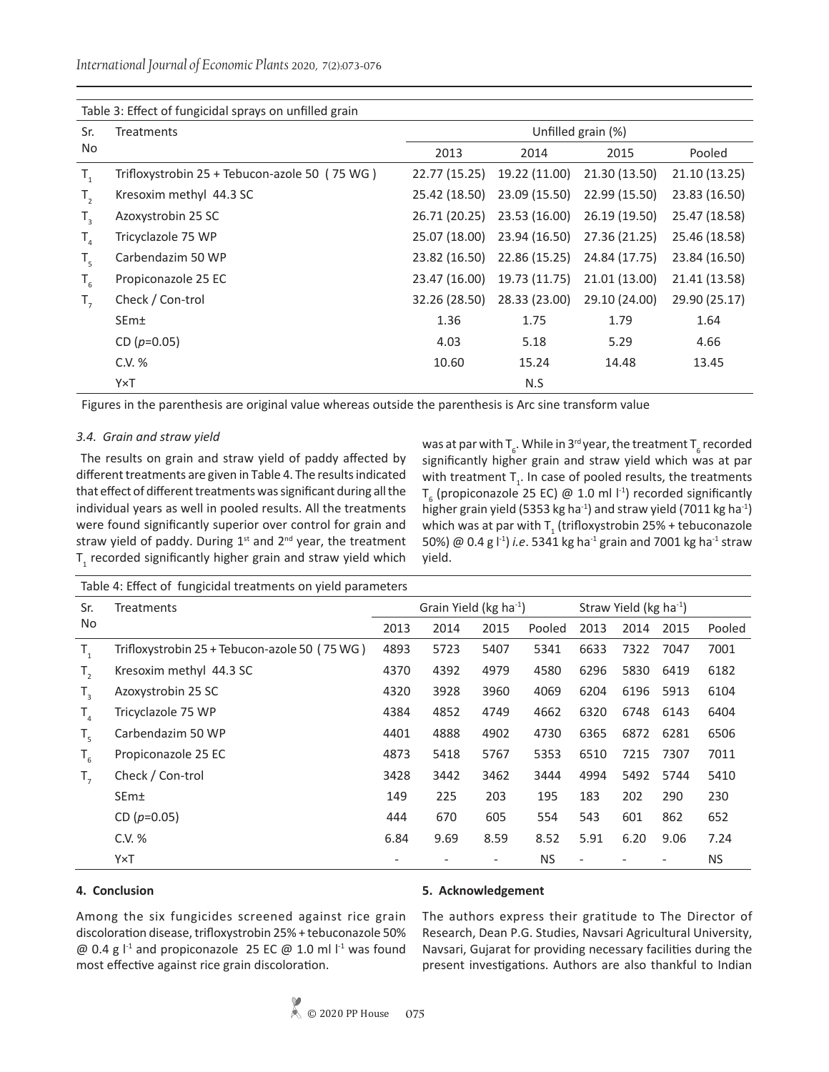Table 3: Effect of fungicidal sprays on unfilled grain

| Sr. No | Treatments | Unfilled grain (%) | | | |
|---|---|---|---|---|---|
| | | 2013 | 2014 | 2015 | Pooled |
| $T_1$ | Trifloxystrobin 25 + Tebucon-azole 50 ( 75 WG ) | 22.77 (15.25) | 19.22 (11.00) | 21.30 (13.50) | 21.10 (13.25) |
| $T_2$ | Kresoxim methyl 44.3 SC | 25.42 (18.50) | 23.09 (15.50) | 22.99 (15.50) | 23.83 (16.50) |
| $T_3$ | Azoxystrobin 25 SC | 26.71 (20.25) | 23.53 (16.00) | 26.19 (19.50) | 25.47 (18.58) |
| $T_4$ | Tricyclazole 75 WP | 25.07 (18.00) | 23.94 (16.50) | 27.36 (21.25) | 25.46 (18.58) |
| $T_5$ | Carbendazim 50 WP | 23.82 (16.50) | 22.86 (15.25) | 24.84 (17.75) | 23.84 (16.50) |
| $T_6$ | Propiconazole 25 EC | 23.47 (16.00) | 19.73 (11.75) | 21.01 (13.00) | 21.41 (13.58) |
| $T_7$ | Check / Con-trol | 32.26 (28.50) | 28.33 (23.00) | 29.10 (24.00) | 29.90 (25.17) |
| | SEm± | 1.36 | 1.75 | 1.79 | 1.64 |
| | CD ($p$=0.05) | 4.03 | 5.18 | 5.29 | 4.66 |
| | C.V. % | 10.60 | 15.24 | 14.48 | 13.45 |
| | Y×T | | N.S | | |

Figures in the parenthesis are original value whereas outside the parenthesis is Arc sine transform value

### *3.4. Grain and straw yield*

The results on grain and straw yield of paddy affected by different treatments are given in Table 4. The results indicated that effect of different treatments was significant during all the individual years as well in pooled results. All the treatments were found significantly superior over control for grain and straw yield of paddy. During 1st and 2nd year, the treatment $T_1$ recorded significantly higher grain and straw yield which was at par with $T_6$. While in 3rd year, the treatment $T_6$ recorded significantly higher grain and straw yield which was at par with treatment $T_1$. In case of pooled results, the treatments $T_6$ (propiconazole 25 EC) @ 1.0 ml $l^{-1}$) recorded significantly higher grain yield (5353 kg ha$^{-1}$) and straw yield (7011 kg ha$^{-1}$) which was at par with $T_1$ (trifloxystrobin 25% + tebuconazole 50%) @ 0.4 g $l^{-1}$) *i.e*. 5341 kg ha$^{-1}$ grain and 7001 kg ha$^{-1}$ straw yield.

Table 4: Effect of fungicidal treatments on yield parameters

| Sr. No | Treatments | Grain Yield (kg ha$^{-1}$) | | | | Straw Yield (kg ha$^{-1}$) | | | |
|---|---|---|---|---|---|---|---|---|---|
| | | 2013 | 2014 | 2015 | Pooled | 2013 | 2014 | 2015 | Pooled |
| $T_1$ | Trifloxystrobin 25 + Tebucon-azole 50 ( 75 WG ) | 4893 | 5723 | 5407 | 5341 | 6633 | 7322 | 7047 | 7001 |
| $T_2$ | Kresoxim methyl 44.3 SC | 4370 | 4392 | 4979 | 4580 | 6296 | 5830 | 6419 | 6182 |
| $T_3$ | Azoxystrobin 25 SC | 4320 | 3928 | 3960 | 4069 | 6204 | 6196 | 5913 | 6104 |
| $T_4$ | Tricyclazole 75 WP | 4384 | 4852 | 4749 | 4662 | 6320 | 6748 | 6143 | 6404 |
| $T_5$ | Carbendazim 50 WP | 4401 | 4888 | 4902 | 4730 | 6365 | 6872 | 6281 | 6506 |
| $T_6$ | Propiconazole 25 EC | 4873 | 5418 | 5767 | 5353 | 6510 | 7215 | 7307 | 7011 |
| $T_7$ | Check / Con-trol | 3428 | 3442 | 3462 | 3444 | 4994 | 5492 | 5744 | 5410 |
| | SEm± | 149 | 225 | 203 | 195 | 183 | 202 | 290 | 230 |
| | CD ($p$=0.05) | 444 | 670 | 605 | 554 | 543 | 601 | 862 | 652 |
| | C.V. % | 6.84 | 9.69 | 8.59 | 8.52 | 5.91 | 6.20 | 9.06 | 7.24 |
| | Y×T | - | - | - | NS | - | - | - | NS |

## 4. Conclusion

Among the six fungicides screened against rice grain discoloration disease, trifloxystrobin 25% + tebuconazole 50% @ 0.4 g $l^{-1}$ and propiconazole 25 EC @ 1.0 ml $l^{-1}$ was found most effective against rice grain discoloration.

## 5. Acknowledgement

The authors express their gratitude to The Director of Research, Dean P.G. Studies, Navsari Agricultural University, Navsari, Gujarat for providing necessary facilities during the present investigations. Authors are also thankful to Indian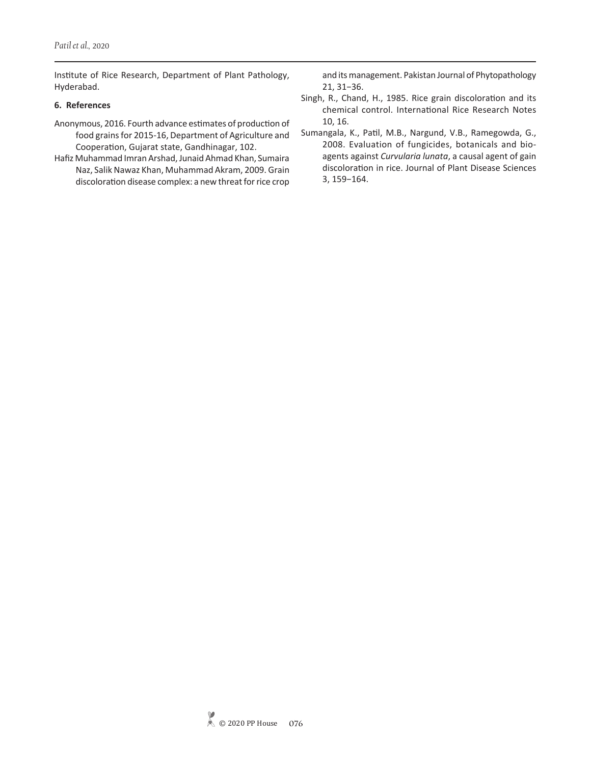Institute of Rice Research, Department of Plant Pathology, Hyderabad.

## 6. References

Anonymous, 2016. Fourth advance estimates of production of food grains for 2015-16, Department of Agriculture and Cooperation, Gujarat state, Gandhinagar, 102.

Hafiz Muhammad Imran Arshad, Junaid Ahmad Khan, Sumaira Naz, Salik Nawaz Khan, Muhammad Akram, 2009. Grain discoloration disease complex: a new threat for rice crop and its management. Pakistan Journal of Phytopathology 21, 31−36.

Singh, R., Chand, H., 1985. Rice grain discoloration and its chemical control. International Rice Research Notes 10, 16.

Sumangala, K., Patil, M.B., Nargund, V.B., Ramegowda, G., 2008. Evaluation of fungicides, botanicals and bio-agents against *Curvularia lunata*, a causal agent of gain discoloration in rice. Journal of Plant Disease Sciences 3, 159−164.